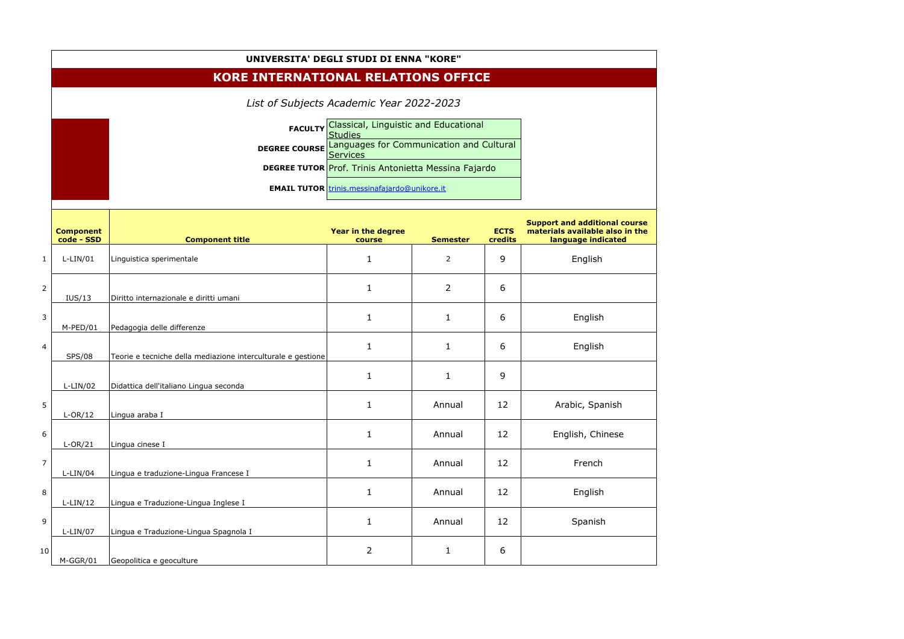**UNIVERSITA' DEGLI STUDI DI ENNA "KORE"**

## KORE INTERNATIONAL RELATIONS OFFICE

*List of Subjects Academic Year 2022-2023*

| | |
|---|---|
| **FACULTY** | Classical, Linguistic and Educational Studies |
| **DEGREE COURSE** | Languages for Communication and Cultural Services |
| **DEGREE TUTOR** | Prof. Trinis Antonietta Messina Fajardo |
| **EMAIL TUTOR** | trinis.messinafajardo@unikore.it |

| | Component code - SSD | Component title | Year in the degree course | Semester | ECTS credits | Support and additional course materials available also in the language indicated |
|---|---|---|---|---|---|---|
| 1 | L-LIN/01 | Linguistica sperimentale | 1 | 2 | 9 | English |
| 2 | IUS/13 | Diritto internazionale e diritti umani | 1 | 2 | 6 | |
| 3 | M-PED/01 | Pedagogia delle differenze | 1 | 1 | 6 | English |
| 4 | SPS/08 | Teorie e tecniche della mediazione interculturale e gestione | 1 | 1 | 6 | English |
| | L-LIN/02 | Didattica dell'italiano Lingua seconda | 1 | 1 | 9 | |
| 5 | L-OR/12 | Lingua araba I | 1 | Annual | 12 | Arabic, Spanish |
| 6 | L-OR/21 | Lingua cinese I | 1 | Annual | 12 | English, Chinese |
| 7 | L-LIN/04 | Lingua e traduzione-Lingua Francese I | 1 | Annual | 12 | French |
| 8 | L-LIN/12 | Lingua e Traduzione-Lingua Inglese I | 1 | Annual | 12 | English |
| 9 | L-LIN/07 | Lingua e Traduzione-Lingua Spagnola I | 1 | Annual | 12 | Spanish |
| 10 | M-GGR/01 | Geopolitica e geoculture | 2 | 1 | 6 | |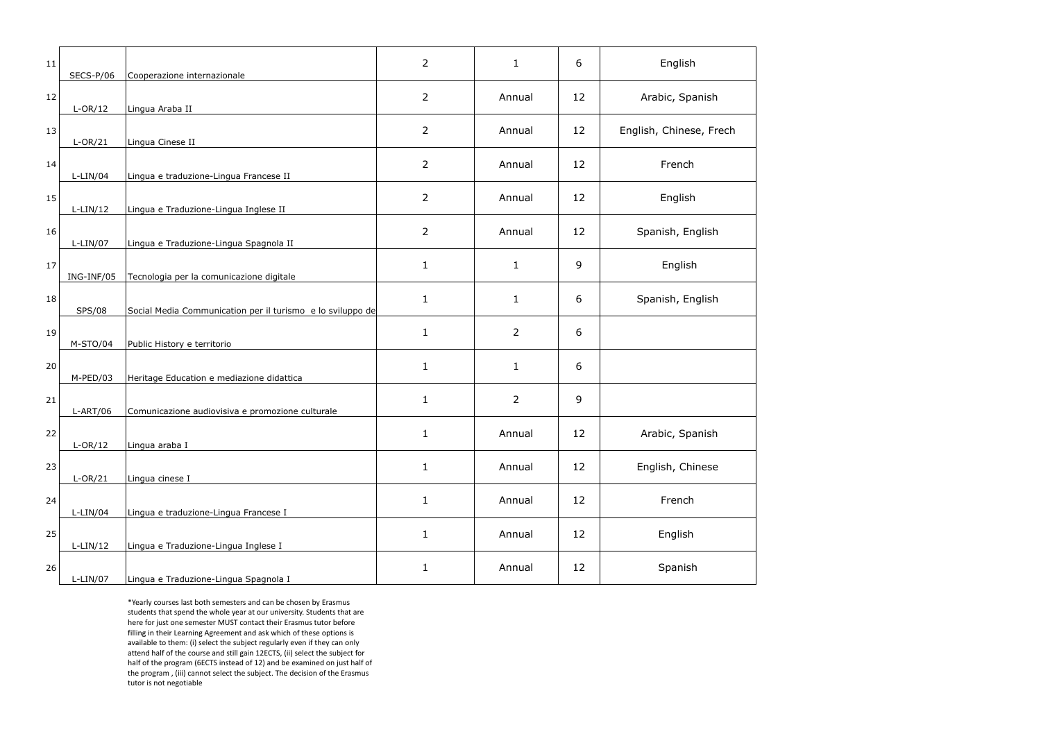| | | | | | | |
|---|---|---|---|---|---|---|
| 11 | SECS-P/06 | Cooperazione internazionale | 2 | 1 | 6 | English |
| 12 | L-OR/12 | Lingua Araba II | 2 | Annual | 12 | Arabic, Spanish |
| 13 | L-OR/21 | Lingua Cinese II | 2 | Annual | 12 | English, Chinese, Frech |
| 14 | L-LIN/04 | Lingua e traduzione-Lingua Francese II | 2 | Annual | 12 | French |
| 15 | L-LIN/12 | Lingua e Traduzione-Lingua Inglese II | 2 | Annual | 12 | English |
| 16 | L-LIN/07 | Lingua e Traduzione-Lingua Spagnola II | 2 | Annual | 12 | Spanish, English |
| 17 | ING-INF/05 | Tecnologia per la comunicazione digitale | 1 | 1 | 9 | English |
| 18 | SPS/08 | Social Media Communication per il turismo e lo sviluppo de | 1 | 1 | 6 | Spanish, English |
| 19 | M-STO/04 | Public History e territorio | 1 | 2 | 6 | |
| 20 | M-PED/03 | Heritage Education e mediazione didattica | 1 | 1 | 6 | |
| 21 | L-ART/06 | Comunicazione audiovisiva e promozione culturale | 1 | 2 | 9 | |
| 22 | L-OR/12 | Lingua araba I | 1 | Annual | 12 | Arabic, Spanish |
| 23 | L-OR/21 | Lingua cinese I | 1 | Annual | 12 | English, Chinese |
| 24 | L-LIN/04 | Lingua e traduzione-Lingua Francese I | 1 | Annual | 12 | French |
| 25 | L-LIN/12 | Lingua e Traduzione-Lingua Inglese I | 1 | Annual | 12 | English |
| 26 | L-LIN/07 | Lingua e Traduzione-Lingua Spagnola I | 1 | Annual | 12 | Spanish |

*Yearly courses last both semesters and can be chosen by Erasmus students that spend the whole year at our university. Students that are here for just one semester MUST contact their Erasmus tutor before filling in their Learning Agreement and ask which of these options is available to them: (i) select the subject regularly even if they can only attend half of the course and still gain 12ECTS, (ii) select the subject for half of the program (6ECTS instead of 12) and be examined on just half of the program , (iii) cannot select the subject. The decision of the Erasmus tutor is not negotiable